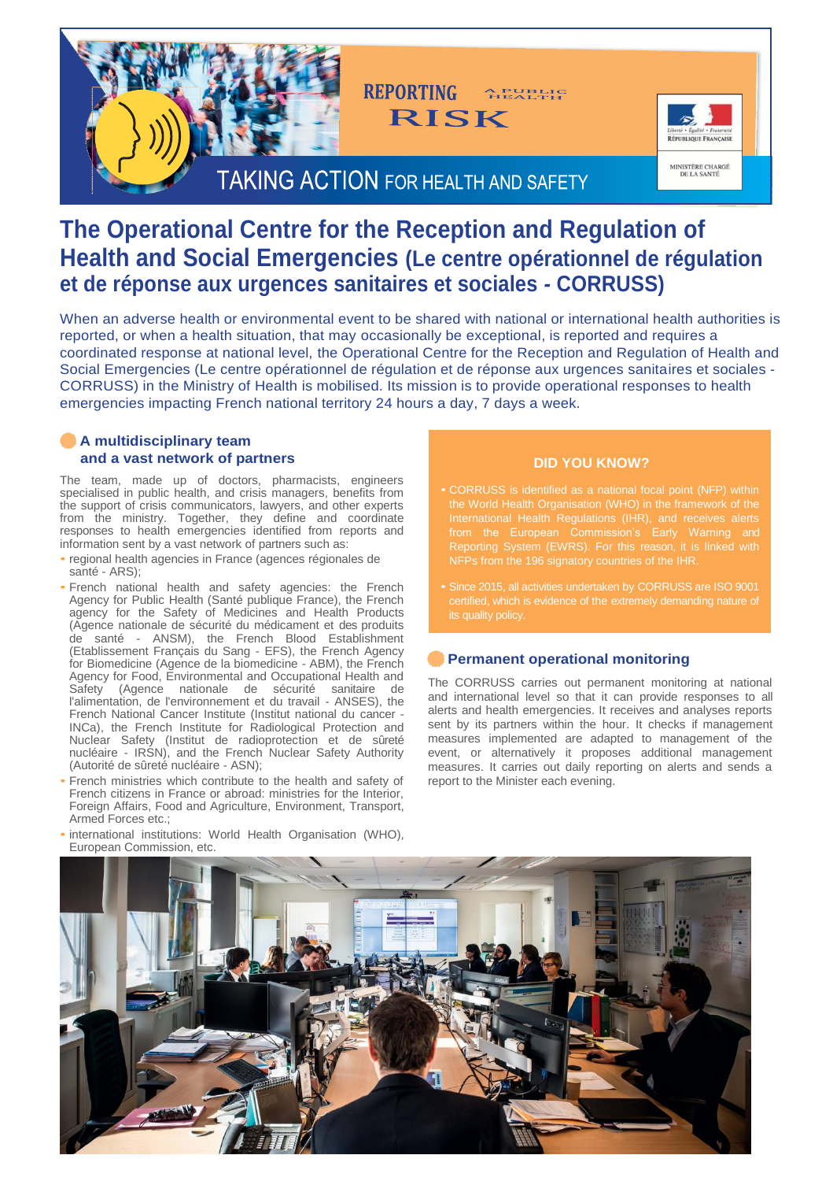REPORTING A PUBLIC HEALTH RISK

TAKING ACTION FOR HEALTH AND SAFETY

RÉPUBLIQUE FRANÇAISE

MINISTÈRE CHARGÉ DE LA SANTÉ

# The Operational Centre for the Reception and Regulation of Health and Social Emergencies (Le centre opérationnel de régulation et de réponse aux urgences sanitaires et sociales - CORRUSS)

When an adverse health or environmental event to be shared with national or international health authorities is reported, or when a health situation, that may occasionally be exceptional, is reported and requires a coordinated response at national level, the Operational Centre for the Reception and Regulation of Health and Social Emergencies (Le centre opérationnel de régulation et de réponse aux urgences sanitaires et sociales - CORRUSS) in the Ministry of Health is mobilised. Its mission is to provide operational responses to health emergencies impacting French national territory 24 hours a day, 7 days a week.

## A multidisciplinary team and a vast network of partners

The team, made up of doctors, pharmacists, engineers specialised in public health, and crisis managers, benefits from the support of crisis communicators, lawyers, and other experts from the ministry. Together, they define and coordinate responses to health emergencies identified from reports and information sent by a vast network of partners such as:

- regional health agencies in France (agences régionales de santé - ARS);
- French national health and safety agencies: the French Agency for Public Health (Santé publique France), the French agency for the Safety of Medicines and Health Products (Agence nationale de sécurité du médicament et des produits de santé - ANSM), the French Blood Establishment (Etablissement Français du Sang - EFS), the French Agency for Biomedicine (Agence de la biomedicine - ABM), the French Agency for Food, Environmental and Occupational Health and Safety (Agence nationale de sécurité sanitaire de l'alimentation, de l'environnement et du travail - ANSES), the French National Cancer Institute (Institut national du cancer - INCa), the French Institute for Radiological Protection and Nuclear Safety (Institut de radioprotection et de sûreté nucléaire - IRSN), and the French Nuclear Safety Authority (Autorité de sûreté nucléaire - ASN);
- French ministries which contribute to the health and safety of French citizens in France or abroad: ministries for the Interior, Foreign Affairs, Food and Agriculture, Environment, Transport, Armed Forces etc.;
- international institutions: World Health Organisation (WHO), European Commission, etc.

### DID YOU KNOW?

- CORRUSS is identified as a national focal point (NFP) within the World Health Organisation (WHO) in the framework of the International Health Regulations (IHR), and receives alerts from the European Commission's Early Warning and Reporting System (EWRS). For this reason, it is linked with NFPs from the 196 signatory countries of the IHR.
- Since 2015, all activities undertaken by CORRUSS are ISO 9001 certified, which is evidence of the extremely demanding nature of its quality policy.

## Permanent operational monitoring

The CORRUSS carries out permanent monitoring at national and international level so that it can provide responses to all alerts and health emergencies. It receives and analyses reports sent by its partners within the hour. It checks if management measures implemented are adapted to management of the event, or alternatively it proposes additional management measures. It carries out daily reporting on alerts and sends a report to the Minister each evening.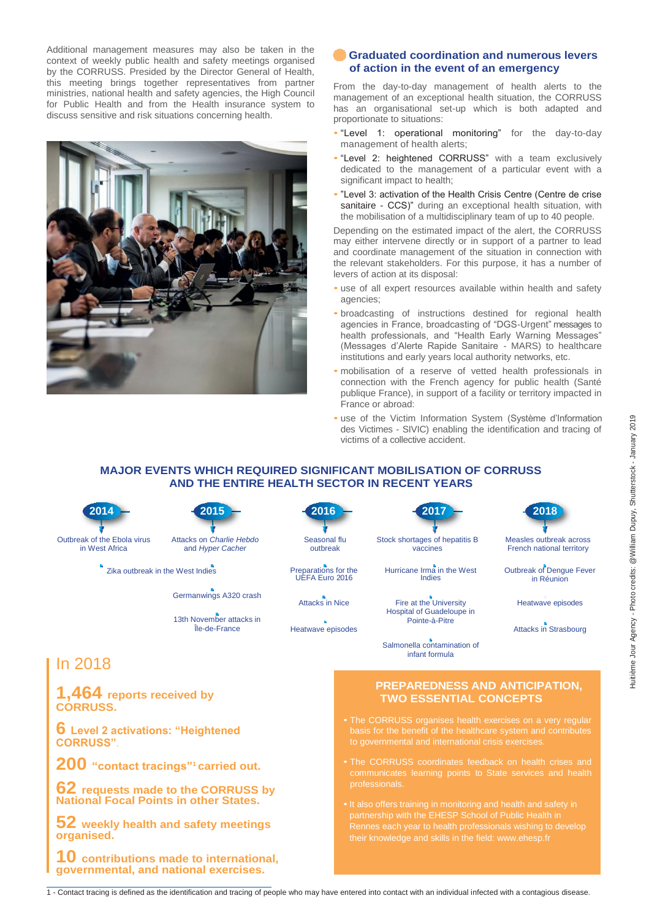Additional management measures may also be taken in the context of weekly public health and safety meetings organised by the CORRUSS. Presided by the Director General of Health, this meeting brings together representatives from partner ministries, national health and safety agencies, the High Council for Public Health and from the Health insurance system to discuss sensitive and risk situations concerning health.

## Graduated coordination and numerous levers of action in the event of an emergency

From the day-to-day management of health alerts to the management of an exceptional health situation, the CORRUSS has an organisational set-up which is both adapted and proportionate to situations:

- "Level 1: operational monitoring" for the day-to-day management of health alerts;
- "Level 2: heightened CORRUSS" with a team exclusively dedicated to the management of a particular event with a significant impact to health;
- "Level 3: activation of the Health Crisis Centre (Centre de crise sanitaire - CCS)" during an exceptional health situation, with the mobilisation of a multidisciplinary team of up to 40 people.

Depending on the estimated impact of the alert, the CORRUSS may either intervene directly or in support of a partner to lead and coordinate management of the situation in connection with the relevant stakeholders. For this purpose, it has a number of levers of action at its disposal:

- use of all expert resources available within health and safety agencies;
- broadcasting of instructions destined for regional health agencies in France, broadcasting of "DGS-Urgent" messages to health professionals, and "Health Early Warning Messages" (Messages d'Alerte Rapide Sanitaire - MARS) to healthcare institutions and early years local authority networks, etc.
- mobilisation of a reserve of vetted health professionals in connection with the French agency for public health (Santé publique France), in support of a facility or territory impacted in France or abroad:
- use of the Victim Information System (Système d'Information des Victimes - SIVIC) enabling the identification and tracing of victims of a collective accident.

## MAJOR EVENTS WHICH REQUIRED SIGNIFICANT MOBILISATION OF CORRUSS AND THE ENTIRE HEALTH SECTOR IN RECENT YEARS

**2014**
- Outbreak of the Ebola virus in West Africa
- Zika outbreak in the West Indies

**2015**
- Attacks on *Charlie Hebdo* and *Hyper Cacher*
- Germanwings A320 crash
- 13th November attacks in Île-de-France

**2016**
- Seasonal flu outbreak
- Preparations for the UEFA Euro 2016
- Attacks in Nice
- Heatwave episodes

**2017**
- Stock shortages of hepatitis B vaccines
- Hurricane Irma in the West Indies
- Fire at the University Hospital of Guadeloupe in Pointe-à-Pitre
- Salmonella contamination of infant formula

**2018**
- Measles outbreak across French national territory
- Outbreak of Dengue Fever in Réunion
- Heatwave episodes
- Attacks in Strasbourg

## In 2018

**1,464 reports received by CORRUSS.**

**6 Level 2 activations: "Heightened CORRUSS".**

**200 "contact tracings"[1] carried out.**

**62 requests made to the CORRUSS by National Focal Points in other States.**

**52 weekly health and safety meetings organised.**

**10 contributions made to international, governmental, and national exercises.**

## PREPAREDNESS AND ANTICIPATION, TWO ESSENTIAL CONCEPTS

- The CORRUSS organises health exercises on a very regular basis for the benefit of the healthcare system and contributes to governmental and international crisis exercises.
- The CORRUSS coordinates feedback on health crises and communicates learning points to State services and health professionals.
- It also offers training in monitoring and health and safety in partnership with the EHESP School of Public Health in Rennes each year to health professionals wishing to develop their knowledge and skills in the field: www.ehesp.fr

1 - Contact tracing is defined as the identification and tracing of people who may have entered into contact with an individual infected with a contagious disease.

Huitième Jour Agency - Photo credits: @William Dupuy, Shutterstock - January 2019